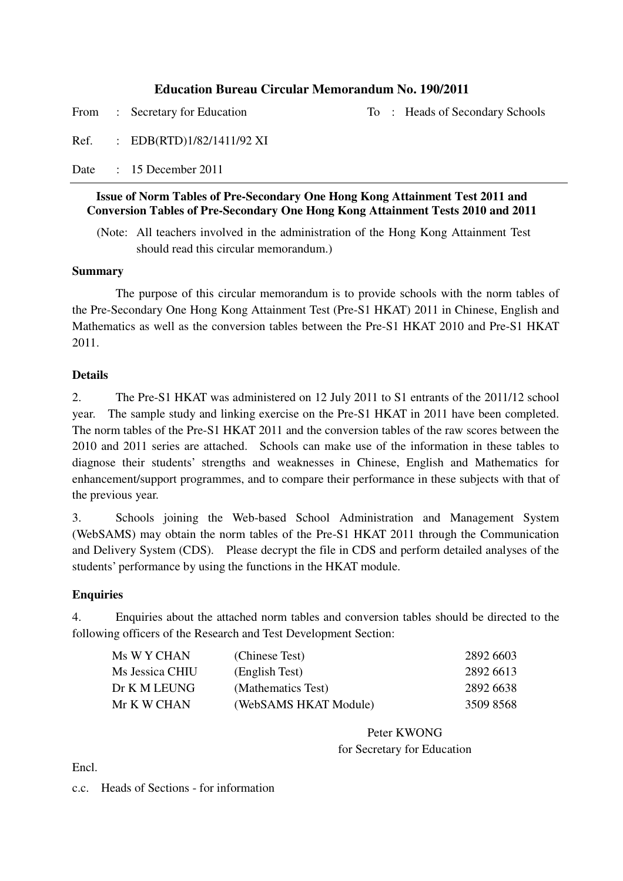# Education Bureau Circular Memorandum No. 190/2011

From : Secretary for Education　　　　　To : Heads of Secondary Schools

Ref. : EDB(RTD)1/82/1411/92 XI

Date : 15 December 2011

---

**Issue of Norm Tables of Pre-Secondary One Hong Kong Attainment Test 2011 and Conversion Tables of Pre-Secondary One Hong Kong Attainment Tests 2010 and 2011**

(Note: All teachers involved in the administration of the Hong Kong Attainment Test should read this circular memorandum.)

**Summary**

The purpose of this circular memorandum is to provide schools with the norm tables of the Pre-Secondary One Hong Kong Attainment Test (Pre-S1 HKAT) 2011 in Chinese, English and Mathematics as well as the conversion tables between the Pre-S1 HKAT 2010 and Pre-S1 HKAT 2011.

**Details**

2. The Pre-S1 HKAT was administered on 12 July 2011 to S1 entrants of the 2011/12 school year. The sample study and linking exercise on the Pre-S1 HKAT in 2011 have been completed. The norm tables of the Pre-S1 HKAT 2011 and the conversion tables of the raw scores between the 2010 and 2011 series are attached. Schools can make use of the information in these tables to diagnose their students' strengths and weaknesses in Chinese, English and Mathematics for enhancement/support programmes, and to compare their performance in these subjects with that of the previous year.

3. Schools joining the Web-based School Administration and Management System (WebSAMS) may obtain the norm tables of the Pre-S1 HKAT 2011 through the Communication and Delivery System (CDS). Please decrypt the file in CDS and perform detailed analyses of the students' performance by using the functions in the HKAT module.

**Enquiries**

4. Enquiries about the attached norm tables and conversion tables should be directed to the following officers of the Research and Test Development Section:

| | | |
|---|---|---|
| Ms W Y CHAN | (Chinese Test) | 2892 6603 |
| Ms Jessica CHIU | (English Test) | 2892 6613 |
| Dr K M LEUNG | (Mathematics Test) | 2892 6638 |
| Mr K W CHAN | (WebSAMS HKAT Module) | 3509 8568 |

Peter KWONG
for Secretary for Education

Encl.

c.c. Heads of Sections - for information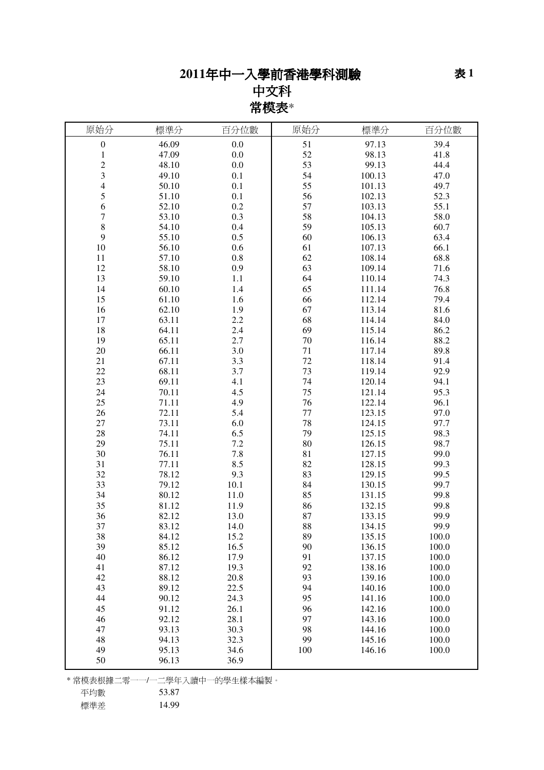# 2011年中一入學前香港學科測驗

**表 1**

## 中文科

## 常模表*

| 原始分 | 標準分 | 百分位數 | 原始分 | 標準分 | 百分位數 |
|---|---|---|---|---|---|
| 0 | 46.09 | 0.0 | 51 | 97.13 | 39.4 |
| 1 | 47.09 | 0.0 | 52 | 98.13 | 41.8 |
| 2 | 48.10 | 0.0 | 53 | 99.13 | 44.4 |
| 3 | 49.10 | 0.1 | 54 | 100.13 | 47.0 |
| 4 | 50.10 | 0.1 | 55 | 101.13 | 49.7 |
| 5 | 51.10 | 0.1 | 56 | 102.13 | 52.3 |
| 6 | 52.10 | 0.2 | 57 | 103.13 | 55.1 |
| 7 | 53.10 | 0.3 | 58 | 104.13 | 58.0 |
| 8 | 54.10 | 0.4 | 59 | 105.13 | 60.7 |
| 9 | 55.10 | 0.5 | 60 | 106.13 | 63.4 |
| 10 | 56.10 | 0.6 | 61 | 107.13 | 66.1 |
| 11 | 57.10 | 0.8 | 62 | 108.14 | 68.8 |
| 12 | 58.10 | 0.9 | 63 | 109.14 | 71.6 |
| 13 | 59.10 | 1.1 | 64 | 110.14 | 74.3 |
| 14 | 60.10 | 1.4 | 65 | 111.14 | 76.8 |
| 15 | 61.10 | 1.6 | 66 | 112.14 | 79.4 |
| 16 | 62.10 | 1.9 | 67 | 113.14 | 81.6 |
| 17 | 63.11 | 2.2 | 68 | 114.14 | 84.0 |
| 18 | 64.11 | 2.4 | 69 | 115.14 | 86.2 |
| 19 | 65.11 | 2.7 | 70 | 116.14 | 88.2 |
| 20 | 66.11 | 3.0 | 71 | 117.14 | 89.8 |
| 21 | 67.11 | 3.3 | 72 | 118.14 | 91.4 |
| 22 | 68.11 | 3.7 | 73 | 119.14 | 92.9 |
| 23 | 69.11 | 4.1 | 74 | 120.14 | 94.1 |
| 24 | 70.11 | 4.5 | 75 | 121.14 | 95.3 |
| 25 | 71.11 | 4.9 | 76 | 122.14 | 96.1 |
| 26 | 72.11 | 5.4 | 77 | 123.15 | 97.0 |
| 27 | 73.11 | 6.0 | 78 | 124.15 | 97.7 |
| 28 | 74.11 | 6.5 | 79 | 125.15 | 98.3 |
| 29 | 75.11 | 7.2 | 80 | 126.15 | 98.7 |
| 30 | 76.11 | 7.8 | 81 | 127.15 | 99.0 |
| 31 | 77.11 | 8.5 | 82 | 128.15 | 99.3 |
| 32 | 78.12 | 9.3 | 83 | 129.15 | 99.5 |
| 33 | 79.12 | 10.1 | 84 | 130.15 | 99.7 |
| 34 | 80.12 | 11.0 | 85 | 131.15 | 99.8 |
| 35 | 81.12 | 11.9 | 86 | 132.15 | 99.8 |
| 36 | 82.12 | 13.0 | 87 | 133.15 | 99.9 |
| 37 | 83.12 | 14.0 | 88 | 134.15 | 99.9 |
| 38 | 84.12 | 15.2 | 89 | 135.15 | 100.0 |
| 39 | 85.12 | 16.5 | 90 | 136.15 | 100.0 |
| 40 | 86.12 | 17.9 | 91 | 137.15 | 100.0 |
| 41 | 87.12 | 19.3 | 92 | 138.16 | 100.0 |
| 42 | 88.12 | 20.8 | 93 | 139.16 | 100.0 |
| 43 | 89.12 | 22.5 | 94 | 140.16 | 100.0 |
| 44 | 90.12 | 24.3 | 95 | 141.16 | 100.0 |
| 45 | 91.12 | 26.1 | 96 | 142.16 | 100.0 |
| 46 | 92.12 | 28.1 | 97 | 143.16 | 100.0 |
| 47 | 93.13 | 30.3 | 98 | 144.16 | 100.0 |
| 48 | 94.13 | 32.3 | 99 | 145.16 | 100.0 |
| 49 | 95.13 | 34.6 | 100 | 146.16 | 100.0 |
| 50 | 96.13 | 36.9 | | | |

* 常模表根據二零一一/一二學年入讀中一的學生樣本編製。

平均數 53.87

標準差 14.99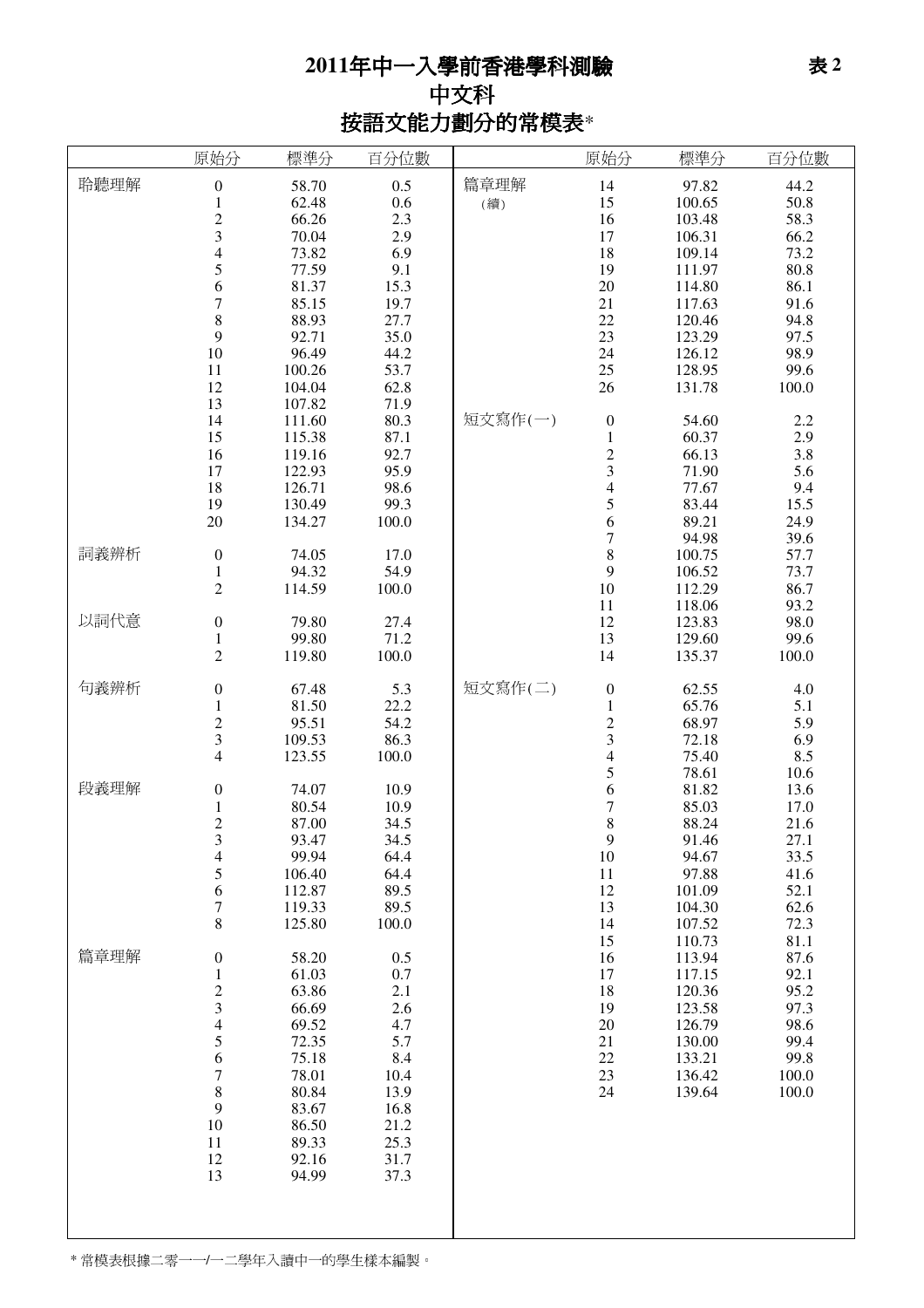# 2011年中一入學前香港學科測驗

表 2

## 中文科

## 按語文能力劃分的常模表*

| | 原始分 | 標準分 | 百分位數 |
|---|---|---|---|
| 聆聽理解 | 0 | 58.70 | 0.5 |
| | 1 | 62.48 | 0.6 |
| | 2 | 66.26 | 2.3 |
| | 3 | 70.04 | 2.9 |
| | 4 | 73.82 | 6.9 |
| | 5 | 77.59 | 9.1 |
| | 6 | 81.37 | 15.3 |
| | 7 | 85.15 | 19.7 |
| | 8 | 88.93 | 27.7 |
| | 9 | 92.71 | 35.0 |
| | 10 | 96.49 | 44.2 |
| | 11 | 100.26 | 53.7 |
| | 12 | 104.04 | 62.8 |
| | 13 | 107.82 | 71.9 |
| | 14 | 111.60 | 80.3 |
| | 15 | 115.38 | 87.1 |
| | 16 | 119.16 | 92.7 |
| | 17 | 122.93 | 95.9 |
| | 18 | 126.71 | 98.6 |
| | 19 | 130.49 | 99.3 |
| | 20 | 134.27 | 100.0 |
| 詞義辨析 | 0 | 74.05 | 17.0 |
| | 1 | 94.32 | 54.9 |
| | 2 | 114.59 | 100.0 |
| 以詞代意 | 0 | 79.80 | 27.4 |
| | 1 | 99.80 | 71.2 |
| | 2 | 119.80 | 100.0 |
| 句義辨析 | 0 | 67.48 | 5.3 |
| | 1 | 81.50 | 22.2 |
| | 2 | 95.51 | 54.2 |
| | 3 | 109.53 | 86.3 |
| | 4 | 123.55 | 100.0 |
| 段義理解 | 0 | 74.07 | 10.9 |
| | 1 | 80.54 | 10.9 |
| | 2 | 87.00 | 34.5 |
| | 3 | 93.47 | 34.5 |
| | 4 | 99.94 | 64.4 |
| | 5 | 106.40 | 64.4 |
| | 6 | 112.87 | 89.5 |
| | 7 | 119.33 | 89.5 |
| | 8 | 125.80 | 100.0 |
| 篇章理解 | 0 | 58.20 | 0.5 |
| | 1 | 61.03 | 0.7 |
| | 2 | 63.86 | 2.1 |
| | 3 | 66.69 | 2.6 |
| | 4 | 69.52 | 4.7 |
| | 5 | 72.35 | 5.7 |
| | 6 | 75.18 | 8.4 |
| | 7 | 78.01 | 10.4 |
| | 8 | 80.84 | 13.9 |
| | 9 | 83.67 | 16.8 |
| | 10 | 86.50 | 21.2 |
| | 11 | 89.33 | 25.3 |
| | 12 | 92.16 | 31.7 |
| | 13 | 94.99 | 37.3 |
| | 14 | 97.82 | 44.2 |
| | 15 | 100.65 | 50.8 |
| | 16 | 103.48 | 58.3 |
| | 17 | 106.31 | 66.2 |
| | 18 | 109.14 | 73.2 |
| | 19 | 111.97 | 80.8 |
| | 20 | 114.80 | 86.1 |
| | 21 | 117.63 | 91.6 |
| | 22 | 120.46 | 94.8 |
| | 23 | 123.29 | 97.5 |
| | 24 | 126.12 | 98.9 |
| | 25 | 128.95 | 99.6 |
| | 26 | 131.78 | 100.0 |
| 短文寫作(一) | 0 | 54.60 | 2.2 |
| | 1 | 60.37 | 2.9 |
| | 2 | 66.13 | 3.8 |
| | 3 | 71.90 | 5.6 |
| | 4 | 77.67 | 9.4 |
| | 5 | 83.44 | 15.5 |
| | 6 | 89.21 | 24.9 |
| | 7 | 94.98 | 39.6 |
| | 8 | 100.75 | 57.7 |
| | 9 | 106.52 | 73.7 |
| | 10 | 112.29 | 86.7 |
| | 11 | 118.06 | 93.2 |
| | 12 | 123.83 | 98.0 |
| | 13 | 129.60 | 99.6 |
| | 14 | 135.37 | 100.0 |
| 短文寫作(二) | 0 | 62.55 | 4.0 |
| | 1 | 65.76 | 5.1 |
| | 2 | 68.97 | 5.9 |
| | 3 | 72.18 | 6.9 |
| | 4 | 75.40 | 8.5 |
| | 5 | 78.61 | 10.6 |
| | 6 | 81.82 | 13.6 |
| | 7 | 85.03 | 17.0 |
| | 8 | 88.24 | 21.6 |
| | 9 | 91.46 | 27.1 |
| | 10 | 94.67 | 33.5 |
| | 11 | 97.88 | 41.6 |
| | 12 | 101.09 | 52.1 |
| | 13 | 104.30 | 62.6 |
| | 14 | 107.52 | 72.3 |
| | 15 | 110.73 | 81.1 |
| | 16 | 113.94 | 87.6 |
| | 17 | 117.15 | 92.1 |
| | 18 | 120.36 | 95.2 |
| | 19 | 123.58 | 97.3 |
| | 20 | 126.79 | 98.6 |
| | 21 | 130.00 | 99.4 |
| | 22 | 133.21 | 99.8 |
| | 23 | 136.42 | 100.0 |
| | 24 | 139.64 | 100.0 |

\* 常模表根據二零一一/一二學年入讀中一的學生樣本編製。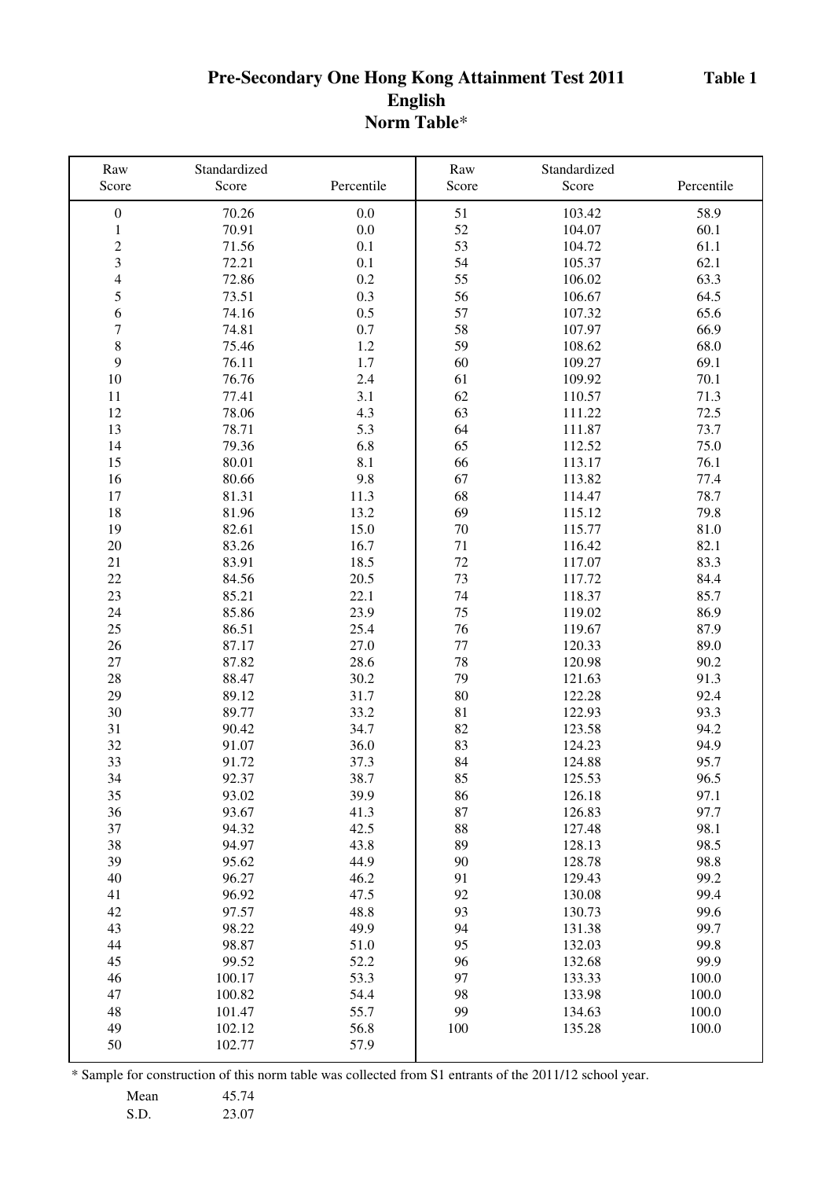# Pre-Secondary One Hong Kong Attainment Test 2011

**Table 1**

## English

## Norm Table*

| Raw Score | Standardized Score | Percentile | Raw Score | Standardized Score | Percentile |
|---|---|---|---|---|---|
| 0 | 70.26 | 0.0 | 51 | 103.42 | 58.9 |
| 1 | 70.91 | 0.0 | 52 | 104.07 | 60.1 |
| 2 | 71.56 | 0.1 | 53 | 104.72 | 61.1 |
| 3 | 72.21 | 0.1 | 54 | 105.37 | 62.1 |
| 4 | 72.86 | 0.2 | 55 | 106.02 | 63.3 |
| 5 | 73.51 | 0.3 | 56 | 106.67 | 64.5 |
| 6 | 74.16 | 0.5 | 57 | 107.32 | 65.6 |
| 7 | 74.81 | 0.7 | 58 | 107.97 | 66.9 |
| 8 | 75.46 | 1.2 | 59 | 108.62 | 68.0 |
| 9 | 76.11 | 1.7 | 60 | 109.27 | 69.1 |
| 10 | 76.76 | 2.4 | 61 | 109.92 | 70.1 |
| 11 | 77.41 | 3.1 | 62 | 110.57 | 71.3 |
| 12 | 78.06 | 4.3 | 63 | 111.22 | 72.5 |
| 13 | 78.71 | 5.3 | 64 | 111.87 | 73.7 |
| 14 | 79.36 | 6.8 | 65 | 112.52 | 75.0 |
| 15 | 80.01 | 8.1 | 66 | 113.17 | 76.1 |
| 16 | 80.66 | 9.8 | 67 | 113.82 | 77.4 |
| 17 | 81.31 | 11.3 | 68 | 114.47 | 78.7 |
| 18 | 81.96 | 13.2 | 69 | 115.12 | 79.8 |
| 19 | 82.61 | 15.0 | 70 | 115.77 | 81.0 |
| 20 | 83.26 | 16.7 | 71 | 116.42 | 82.1 |
| 21 | 83.91 | 18.5 | 72 | 117.07 | 83.3 |
| 22 | 84.56 | 20.5 | 73 | 117.72 | 84.4 |
| 23 | 85.21 | 22.1 | 74 | 118.37 | 85.7 |
| 24 | 85.86 | 23.9 | 75 | 119.02 | 86.9 |
| 25 | 86.51 | 25.4 | 76 | 119.67 | 87.9 |
| 26 | 87.17 | 27.0 | 77 | 120.33 | 89.0 |
| 27 | 87.82 | 28.6 | 78 | 120.98 | 90.2 |
| 28 | 88.47 | 30.2 | 79 | 121.63 | 91.3 |
| 29 | 89.12 | 31.7 | 80 | 122.28 | 92.4 |
| 30 | 89.77 | 33.2 | 81 | 122.93 | 93.3 |
| 31 | 90.42 | 34.7 | 82 | 123.58 | 94.2 |
| 32 | 91.07 | 36.0 | 83 | 124.23 | 94.9 |
| 33 | 91.72 | 37.3 | 84 | 124.88 | 95.7 |
| 34 | 92.37 | 38.7 | 85 | 125.53 | 96.5 |
| 35 | 93.02 | 39.9 | 86 | 126.18 | 97.1 |
| 36 | 93.67 | 41.3 | 87 | 126.83 | 97.7 |
| 37 | 94.32 | 42.5 | 88 | 127.48 | 98.1 |
| 38 | 94.97 | 43.8 | 89 | 128.13 | 98.5 |
| 39 | 95.62 | 44.9 | 90 | 128.78 | 98.8 |
| 40 | 96.27 | 46.2 | 91 | 129.43 | 99.2 |
| 41 | 96.92 | 47.5 | 92 | 130.08 | 99.4 |
| 42 | 97.57 | 48.8 | 93 | 130.73 | 99.6 |
| 43 | 98.22 | 49.9 | 94 | 131.38 | 99.7 |
| 44 | 98.87 | 51.0 | 95 | 132.03 | 99.8 |
| 45 | 99.52 | 52.2 | 96 | 132.68 | 99.9 |
| 46 | 100.17 | 53.3 | 97 | 133.33 | 100.0 |
| 47 | 100.82 | 54.4 | 98 | 133.98 | 100.0 |
| 48 | 101.47 | 55.7 | 99 | 134.63 | 100.0 |
| 49 | 102.12 | 56.8 | 100 | 135.28 | 100.0 |
| 50 | 102.77 | 57.9 | | | |

* Sample for construction of this norm table was collected from S1 entrants of the 2011/12 school year.

| | |
|---|---|
| Mean | 45.74 |
| S.D. | 23.07 |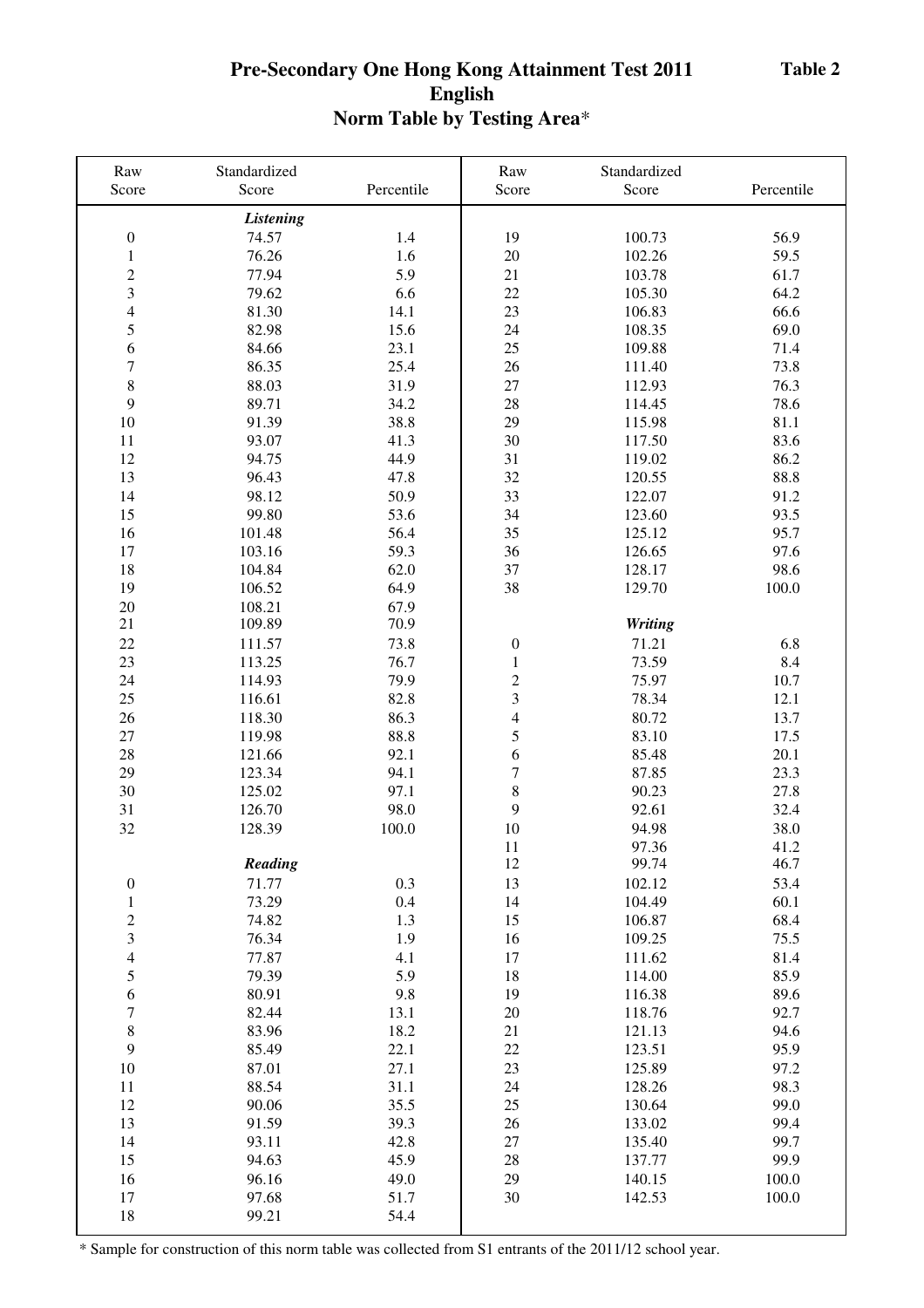# Pre-Secondary One Hong Kong Attainment Test 2011
## English
## Norm Table by Testing Area*

**Table 2**

| Raw Score | Standardized Score | Percentile | Raw Score | Standardized Score | Percentile |
|---|---|---|---|---|---|
| | ***Listening*** | | | | |
| 0 | 74.57 | 1.4 | 19 | 100.73 | 56.9 |
| 1 | 76.26 | 1.6 | 20 | 102.26 | 59.5 |
| 2 | 77.94 | 5.9 | 21 | 103.78 | 61.7 |
| 3 | 79.62 | 6.6 | 22 | 105.30 | 64.2 |
| 4 | 81.30 | 14.1 | 23 | 106.83 | 66.6 |
| 5 | 82.98 | 15.6 | 24 | 108.35 | 69.0 |
| 6 | 84.66 | 23.1 | 25 | 109.88 | 71.4 |
| 7 | 86.35 | 25.4 | 26 | 111.40 | 73.8 |
| 8 | 88.03 | 31.9 | 27 | 112.93 | 76.3 |
| 9 | 89.71 | 34.2 | 28 | 114.45 | 78.6 |
| 10 | 91.39 | 38.8 | 29 | 115.98 | 81.1 |
| 11 | 93.07 | 41.3 | 30 | 117.50 | 83.6 |
| 12 | 94.75 | 44.9 | 31 | 119.02 | 86.2 |
| 13 | 96.43 | 47.8 | 32 | 120.55 | 88.8 |
| 14 | 98.12 | 50.9 | 33 | 122.07 | 91.2 |
| 15 | 99.80 | 53.6 | 34 | 123.60 | 93.5 |
| 16 | 101.48 | 56.4 | 35 | 125.12 | 95.7 |
| 17 | 103.16 | 59.3 | 36 | 126.65 | 97.6 |
| 18 | 104.84 | 62.0 | 37 | 128.17 | 98.6 |
| 19 | 106.52 | 64.9 | 38 | 129.70 | 100.0 |
| 20 | 108.21 | 67.9 | | | |
| 21 | 109.89 | 70.9 | | ***Writing*** | |
| 22 | 111.57 | 73.8 | 0 | 71.21 | 6.8 |
| 23 | 113.25 | 76.7 | 1 | 73.59 | 8.4 |
| 24 | 114.93 | 79.9 | 2 | 75.97 | 10.7 |
| 25 | 116.61 | 82.8 | 3 | 78.34 | 12.1 |
| 26 | 118.30 | 86.3 | 4 | 80.72 | 13.7 |
| 27 | 119.98 | 88.8 | 5 | 83.10 | 17.5 |
| 28 | 121.66 | 92.1 | 6 | 85.48 | 20.1 |
| 29 | 123.34 | 94.1 | 7 | 87.85 | 23.3 |
| 30 | 125.02 | 97.1 | 8 | 90.23 | 27.8 |
| 31 | 126.70 | 98.0 | 9 | 92.61 | 32.4 |
| 32 | 128.39 | 100.0 | 10 | 94.98 | 38.0 |
| | | | 11 | 97.36 | 41.2 |
| | ***Reading*** | | 12 | 99.74 | 46.7 |
| 0 | 71.77 | 0.3 | 13 | 102.12 | 53.4 |
| 1 | 73.29 | 0.4 | 14 | 104.49 | 60.1 |
| 2 | 74.82 | 1.3 | 15 | 106.87 | 68.4 |
| 3 | 76.34 | 1.9 | 16 | 109.25 | 75.5 |
| 4 | 77.87 | 4.1 | 17 | 111.62 | 81.4 |
| 5 | 79.39 | 5.9 | 18 | 114.00 | 85.9 |
| 6 | 80.91 | 9.8 | 19 | 116.38 | 89.6 |
| 7 | 82.44 | 13.1 | 20 | 118.76 | 92.7 |
| 8 | 83.96 | 18.2 | 21 | 121.13 | 94.6 |
| 9 | 85.49 | 22.1 | 22 | 123.51 | 95.9 |
| 10 | 87.01 | 27.1 | 23 | 125.89 | 97.2 |
| 11 | 88.54 | 31.1 | 24 | 128.26 | 98.3 |
| 12 | 90.06 | 35.5 | 25 | 130.64 | 99.0 |
| 13 | 91.59 | 39.3 | 26 | 133.02 | 99.4 |
| 14 | 93.11 | 42.8 | 27 | 135.40 | 99.7 |
| 15 | 94.63 | 45.9 | 28 | 137.77 | 99.9 |
| 16 | 96.16 | 49.0 | 29 | 140.15 | 100.0 |
| 17 | 97.68 | 51.7 | 30 | 142.53 | 100.0 |
| 18 | 99.21 | 54.4 | | | |

* Sample for construction of this norm table was collected from S1 entrants of the 2011/12 school year.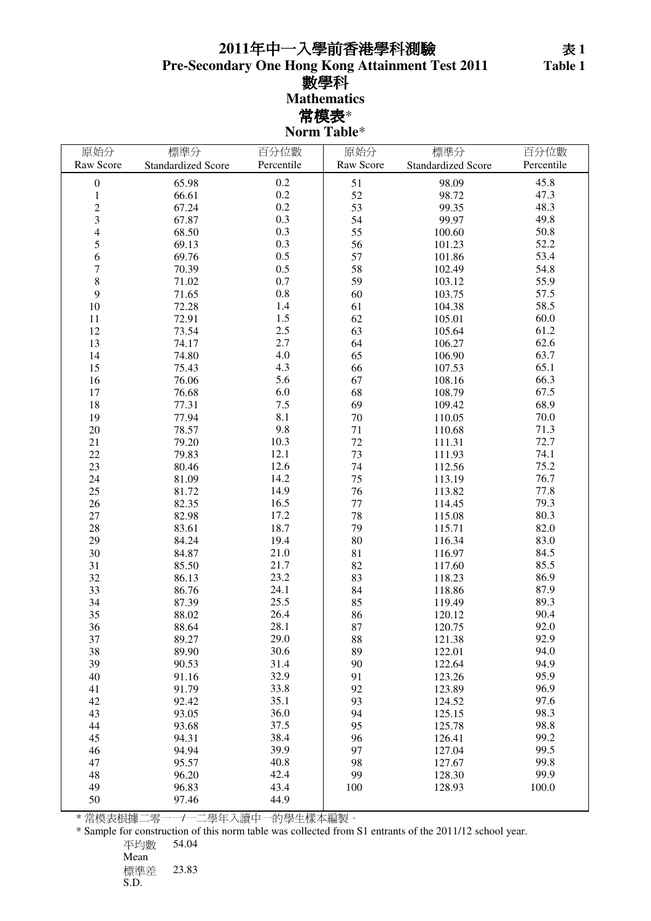# 2011年中一入學前香港學科測驗
# Pre-Secondary One Hong Kong Attainment Test 2011

表 1
Table 1

## 數學科
## Mathematics

### 常模表*
### Norm Table*

| 原始分 Raw Score | 標準分 Standardized Score | 百分位數 Percentile | 原始分 Raw Score | 標準分 Standardized Score | 百分位數 Percentile |
|---|---|---|---|---|---|
| 0 | 65.98 | 0.2 | 51 | 98.09 | 45.8 |
| 1 | 66.61 | 0.2 | 52 | 98.72 | 47.3 |
| 2 | 67.24 | 0.2 | 53 | 99.35 | 48.3 |
| 3 | 67.87 | 0.3 | 54 | 99.97 | 49.8 |
| 4 | 68.50 | 0.3 | 55 | 100.60 | 50.8 |
| 5 | 69.13 | 0.3 | 56 | 101.23 | 52.2 |
| 6 | 69.76 | 0.5 | 57 | 101.86 | 53.4 |
| 7 | 70.39 | 0.5 | 58 | 102.49 | 54.8 |
| 8 | 71.02 | 0.7 | 59 | 103.12 | 55.9 |
| 9 | 71.65 | 0.8 | 60 | 103.75 | 57.5 |
| 10 | 72.28 | 1.4 | 61 | 104.38 | 58.5 |
| 11 | 72.91 | 1.5 | 62 | 105.01 | 60.0 |
| 12 | 73.54 | 2.5 | 63 | 105.64 | 61.2 |
| 13 | 74.17 | 2.7 | 64 | 106.27 | 62.6 |
| 14 | 74.80 | 4.0 | 65 | 106.90 | 63.7 |
| 15 | 75.43 | 4.3 | 66 | 107.53 | 65.1 |
| 16 | 76.06 | 5.6 | 67 | 108.16 | 66.3 |
| 17 | 76.68 | 6.0 | 68 | 108.79 | 67.5 |
| 18 | 77.31 | 7.5 | 69 | 109.42 | 68.9 |
| 19 | 77.94 | 8.1 | 70 | 110.05 | 70.0 |
| 20 | 78.57 | 9.8 | 71 | 110.68 | 71.3 |
| 21 | 79.20 | 10.3 | 72 | 111.31 | 72.7 |
| 22 | 79.83 | 12.1 | 73 | 111.93 | 74.1 |
| 23 | 80.46 | 12.6 | 74 | 112.56 | 75.2 |
| 24 | 81.09 | 14.2 | 75 | 113.19 | 76.7 |
| 25 | 81.72 | 14.9 | 76 | 113.82 | 77.8 |
| 26 | 82.35 | 16.5 | 77 | 114.45 | 79.3 |
| 27 | 82.98 | 17.2 | 78 | 115.08 | 80.3 |
| 28 | 83.61 | 18.7 | 79 | 115.71 | 82.0 |
| 29 | 84.24 | 19.4 | 80 | 116.34 | 83.0 |
| 30 | 84.87 | 21.0 | 81 | 116.97 | 84.5 |
| 31 | 85.50 | 21.7 | 82 | 117.60 | 85.5 |
| 32 | 86.13 | 23.2 | 83 | 118.23 | 86.9 |
| 33 | 86.76 | 24.1 | 84 | 118.86 | 87.9 |
| 34 | 87.39 | 25.5 | 85 | 119.49 | 89.3 |
| 35 | 88.02 | 26.4 | 86 | 120.12 | 90.4 |
| 36 | 88.64 | 28.1 | 87 | 120.75 | 92.0 |
| 37 | 89.27 | 29.0 | 88 | 121.38 | 92.9 |
| 38 | 89.90 | 30.6 | 89 | 122.01 | 94.0 |
| 39 | 90.53 | 31.4 | 90 | 122.64 | 94.9 |
| 40 | 91.16 | 32.9 | 91 | 123.26 | 95.9 |
| 41 | 91.79 | 33.8 | 92 | 123.89 | 96.9 |
| 42 | 92.42 | 35.1 | 93 | 124.52 | 97.6 |
| 43 | 93.05 | 36.0 | 94 | 125.15 | 98.3 |
| 44 | 93.68 | 37.5 | 95 | 125.78 | 98.8 |
| 45 | 94.31 | 38.4 | 96 | 126.41 | 99.2 |
| 46 | 94.94 | 39.9 | 97 | 127.04 | 99.5 |
| 47 | 95.57 | 40.8 | 98 | 127.67 | 99.8 |
| 48 | 96.20 | 42.4 | 99 | 128.30 | 99.9 |
| 49 | 96.83 | 43.4 | 100 | 128.93 | 100.0 |
| 50 | 97.46 | 44.9 | | | |

* 常模表根據二零一一/一二學年入讀中一的學生樣本編製。

* Sample for construction of this norm table was collected from S1 entrants of the 2011/12 school year.

平均數 Mean 54.04

標準差 S.D. 23.83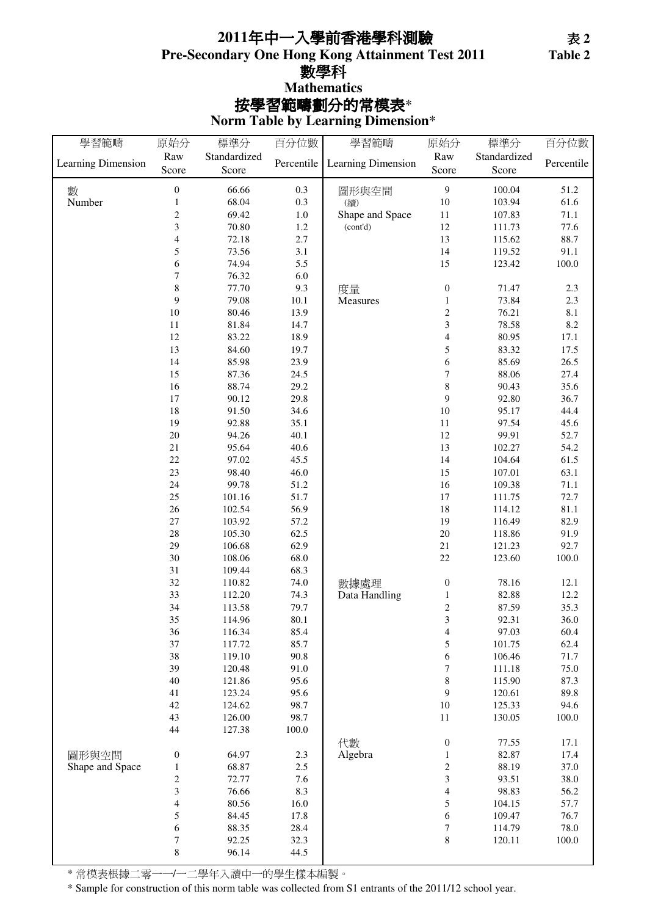# 2011年中一入學前香港學科測驗
# Pre-Secondary One Hong Kong Attainment Test 2011

表 2
Table 2

## 數學科
## Mathematics

### 按學習範疇劃分的常模表*
### Norm Table by Learning Dimension*

| 學習範疇 Learning Dimension | 原始分 Raw Score | 標準分 Standardized Score | 百分位數 Percentile |
|---|---|---|---|
| 數 Number | 0 | 66.66 | 0.3 |
| | 1 | 68.04 | 0.3 |
| | 2 | 69.42 | 1.0 |
| | 3 | 70.80 | 1.2 |
| | 4 | 72.18 | 2.7 |
| | 5 | 73.56 | 3.1 |
| | 6 | 74.94 | 5.5 |
| | 7 | 76.32 | 6.0 |
| | 8 | 77.70 | 9.3 |
| | 9 | 79.08 | 10.1 |
| | 10 | 80.46 | 13.9 |
| | 11 | 81.84 | 14.7 |
| | 12 | 83.22 | 18.9 |
| | 13 | 84.60 | 19.7 |
| | 14 | 85.98 | 23.9 |
| | 15 | 87.36 | 24.5 |
| | 16 | 88.74 | 29.2 |
| | 17 | 90.12 | 29.8 |
| | 18 | 91.50 | 34.6 |
| | 19 | 92.88 | 35.1 |
| | 20 | 94.26 | 40.1 |
| | 21 | 95.64 | 40.6 |
| | 22 | 97.02 | 45.5 |
| | 23 | 98.40 | 46.0 |
| | 24 | 99.78 | 51.2 |
| | 25 | 101.16 | 51.7 |
| | 26 | 102.54 | 56.9 |
| | 27 | 103.92 | 57.2 |
| | 28 | 105.30 | 62.5 |
| | 29 | 106.68 | 62.9 |
| | 30 | 108.06 | 68.0 |
| | 31 | 109.44 | 68.3 |
| | 32 | 110.82 | 74.0 |
| | 33 | 112.20 | 74.3 |
| | 34 | 113.58 | 79.7 |
| | 35 | 114.96 | 80.1 |
| | 36 | 116.34 | 85.4 |
| | 37 | 117.72 | 85.7 |
| | 38 | 119.10 | 90.8 |
| | 39 | 120.48 | 91.0 |
| | 40 | 121.86 | 95.6 |
| | 41 | 123.24 | 95.6 |
| | 42 | 124.62 | 98.7 |
| | 43 | 126.00 | 98.7 |
| | 44 | 127.38 | 100.0 |
| 圖形與空間 Shape and Space | 0 | 64.97 | 2.3 |
| | 1 | 68.87 | 2.5 |
| | 2 | 72.77 | 7.6 |
| | 3 | 76.66 | 8.3 |
| | 4 | 80.56 | 16.0 |
| | 5 | 84.45 | 17.8 |
| | 6 | 88.35 | 28.4 |
| | 7 | 92.25 | 32.3 |
| | 8 | 96.14 | 44.5 |
| 圖形與空間 (續) Shape and Space (cont'd) | 9 | 100.04 | 51.2 |
| | 10 | 103.94 | 61.6 |
| | 11 | 107.83 | 71.1 |
| | 12 | 111.73 | 77.6 |
| | 13 | 115.62 | 88.7 |
| | 14 | 119.52 | 91.1 |
| | 15 | 123.42 | 100.0 |
| 度量 Measures | 0 | 71.47 | 2.3 |
| | 1 | 73.84 | 2.3 |
| | 2 | 76.21 | 8.1 |
| | 3 | 78.58 | 8.2 |
| | 4 | 80.95 | 17.1 |
| | 5 | 83.32 | 17.5 |
| | 6 | 85.69 | 26.5 |
| | 7 | 88.06 | 27.4 |
| | 8 | 90.43 | 35.6 |
| | 9 | 92.80 | 36.7 |
| | 10 | 95.17 | 44.4 |
| | 11 | 97.54 | 45.6 |
| | 12 | 99.91 | 52.7 |
| | 13 | 102.27 | 54.2 |
| | 14 | 104.64 | 61.5 |
| | 15 | 107.01 | 63.1 |
| | 16 | 109.38 | 71.1 |
| | 17 | 111.75 | 72.7 |
| | 18 | 114.12 | 81.1 |
| | 19 | 116.49 | 82.9 |
| | 20 | 118.86 | 91.9 |
| | 21 | 121.23 | 92.7 |
| | 22 | 123.60 | 100.0 |
| 數據處理 Data Handling | 0 | 78.16 | 12.1 |
| | 1 | 82.88 | 12.2 |
| | 2 | 87.59 | 35.3 |
| | 3 | 92.31 | 36.0 |
| | 4 | 97.03 | 60.4 |
| | 5 | 101.75 | 62.4 |
| | 6 | 106.46 | 71.7 |
| | 7 | 111.18 | 75.0 |
| | 8 | 115.90 | 87.3 |
| | 9 | 120.61 | 89.8 |
| | 10 | 125.33 | 94.6 |
| | 11 | 130.05 | 100.0 |
| 代數 Algebra | 0 | 77.55 | 17.1 |
| | 1 | 82.87 | 17.4 |
| | 2 | 88.19 | 37.0 |
| | 3 | 93.51 | 38.0 |
| | 4 | 98.83 | 56.2 |
| | 5 | 104.15 | 57.7 |
| | 6 | 109.47 | 76.7 |
| | 7 | 114.79 | 78.0 |
| | 8 | 120.11 | 100.0 |

* 常模表根據二零一一/一二學年入讀中一的學生樣本編製。

* Sample for construction of this norm table was collected from S1 entrants of the 2011/12 school year.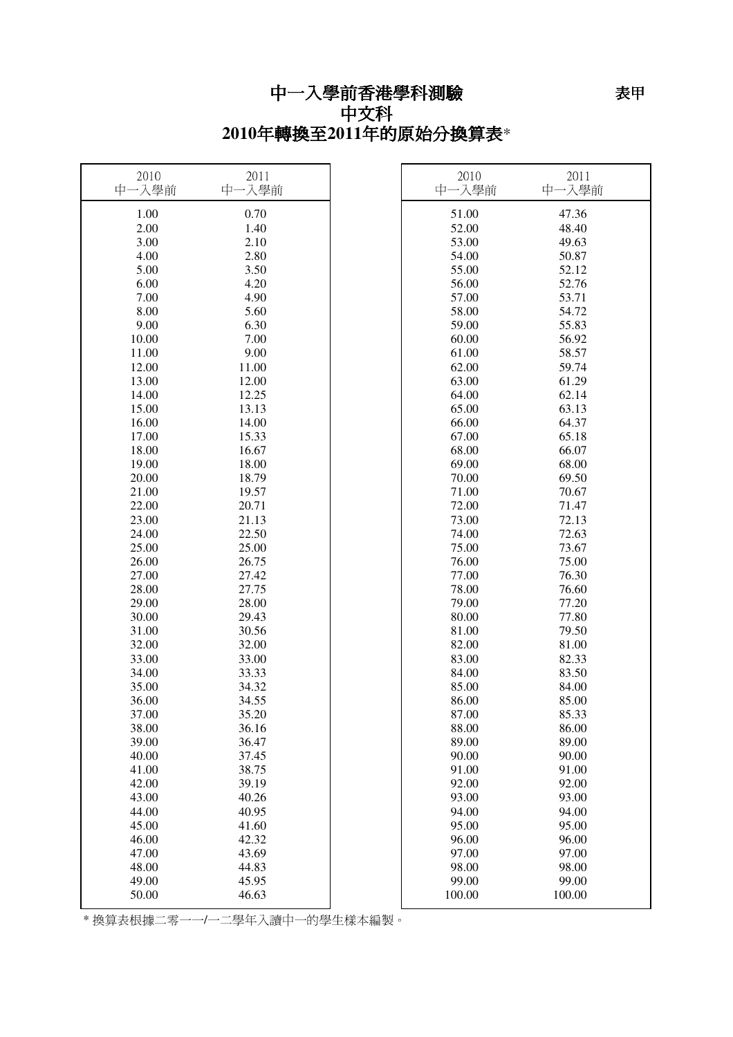# 中一入學前香港學科測驗

表甲

## 中文科

## 2010年轉換至2011年的原始分換算表*

| 2010 中一入學前 | 2011 中一入學前 |
|---|---|
| 1.00 | 0.70 |
| 2.00 | 1.40 |
| 3.00 | 2.10 |
| 4.00 | 2.80 |
| 5.00 | 3.50 |
| 6.00 | 4.20 |
| 7.00 | 4.90 |
| 8.00 | 5.60 |
| 9.00 | 6.30 |
| 10.00 | 7.00 |
| 11.00 | 9.00 |
| 12.00 | 11.00 |
| 13.00 | 12.00 |
| 14.00 | 12.25 |
| 15.00 | 13.13 |
| 16.00 | 14.00 |
| 17.00 | 15.33 |
| 18.00 | 16.67 |
| 19.00 | 18.00 |
| 20.00 | 18.79 |
| 21.00 | 19.57 |
| 22.00 | 20.71 |
| 23.00 | 21.13 |
| 24.00 | 22.50 |
| 25.00 | 25.00 |
| 26.00 | 26.75 |
| 27.00 | 27.42 |
| 28.00 | 27.75 |
| 29.00 | 28.00 |
| 30.00 | 29.43 |
| 31.00 | 30.56 |
| 32.00 | 32.00 |
| 33.00 | 33.00 |
| 34.00 | 33.33 |
| 35.00 | 34.32 |
| 36.00 | 34.55 |
| 37.00 | 35.20 |
| 38.00 | 36.16 |
| 39.00 | 36.47 |
| 40.00 | 37.45 |
| 41.00 | 38.75 |
| 42.00 | 39.19 |
| 43.00 | 40.26 |
| 44.00 | 40.95 |
| 45.00 | 41.60 |
| 46.00 | 42.32 |
| 47.00 | 43.69 |
| 48.00 | 44.83 |
| 49.00 | 45.95 |
| 50.00 | 46.63 |
| 51.00 | 47.36 |
| 52.00 | 48.40 |
| 53.00 | 49.63 |
| 54.00 | 50.87 |
| 55.00 | 52.12 |
| 56.00 | 52.76 |
| 57.00 | 53.71 |
| 58.00 | 54.72 |
| 59.00 | 55.83 |
| 60.00 | 56.92 |
| 61.00 | 58.57 |
| 62.00 | 59.74 |
| 63.00 | 61.29 |
| 64.00 | 62.14 |
| 65.00 | 63.13 |
| 66.00 | 64.37 |
| 67.00 | 65.18 |
| 68.00 | 66.07 |
| 69.00 | 68.00 |
| 70.00 | 69.50 |
| 71.00 | 70.67 |
| 72.00 | 71.47 |
| 73.00 | 72.13 |
| 74.00 | 72.63 |
| 75.00 | 73.67 |
| 76.00 | 75.00 |
| 77.00 | 76.30 |
| 78.00 | 76.60 |
| 79.00 | 77.20 |
| 80.00 | 77.80 |
| 81.00 | 79.50 |
| 82.00 | 81.00 |
| 83.00 | 82.33 |
| 84.00 | 83.50 |
| 85.00 | 84.00 |
| 86.00 | 85.00 |
| 87.00 | 85.33 |
| 88.00 | 86.00 |
| 89.00 | 89.00 |
| 90.00 | 90.00 |
| 91.00 | 91.00 |
| 92.00 | 92.00 |
| 93.00 | 93.00 |
| 94.00 | 94.00 |
| 95.00 | 95.00 |
| 96.00 | 96.00 |
| 97.00 | 97.00 |
| 98.00 | 98.00 |
| 99.00 | 99.00 |
| 100.00 | 100.00 |

* 換算表根據二零一一/一二學年入讀中一的學生樣本編製。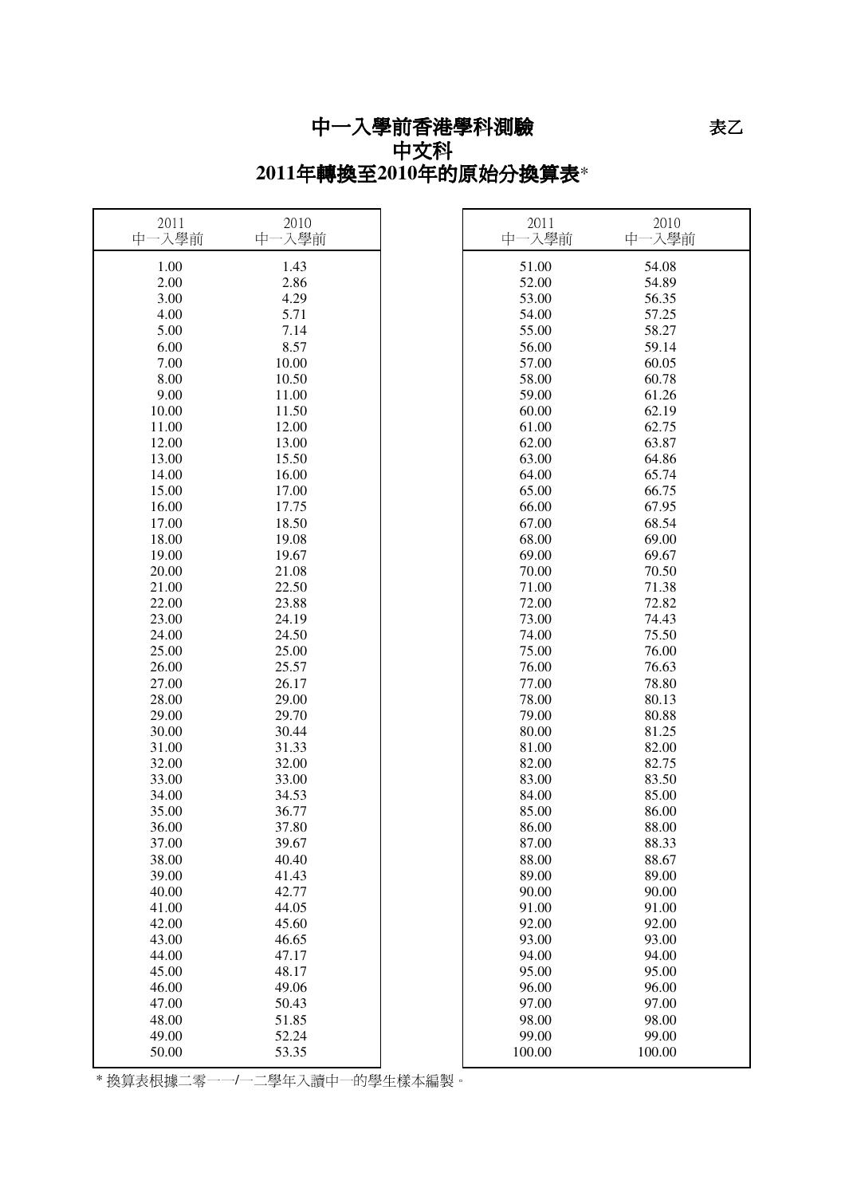# 中一入學前香港學科測驗

表乙

## 中文科

## 2011年轉換至2010年的原始分換算表*

| 2011 中一入學前 | 2010 中一入學前 | 2011 中一入學前 | 2010 中一入學前 |
|---|---|---|---|
| 1.00 | 1.43 | 51.00 | 54.08 |
| 2.00 | 2.86 | 52.00 | 54.89 |
| 3.00 | 4.29 | 53.00 | 56.35 |
| 4.00 | 5.71 | 54.00 | 57.25 |
| 5.00 | 7.14 | 55.00 | 58.27 |
| 6.00 | 8.57 | 56.00 | 59.14 |
| 7.00 | 10.00 | 57.00 | 60.05 |
| 8.00 | 10.50 | 58.00 | 60.78 |
| 9.00 | 11.00 | 59.00 | 61.26 |
| 10.00 | 11.50 | 60.00 | 62.19 |
| 11.00 | 12.00 | 61.00 | 62.75 |
| 12.00 | 13.00 | 62.00 | 63.87 |
| 13.00 | 15.50 | 63.00 | 64.86 |
| 14.00 | 16.00 | 64.00 | 65.74 |
| 15.00 | 17.00 | 65.00 | 66.75 |
| 16.00 | 17.75 | 66.00 | 67.95 |
| 17.00 | 18.50 | 67.00 | 68.54 |
| 18.00 | 19.08 | 68.00 | 69.00 |
| 19.00 | 19.67 | 69.00 | 69.67 |
| 20.00 | 21.08 | 70.00 | 70.50 |
| 21.00 | 22.50 | 71.00 | 71.38 |
| 22.00 | 23.88 | 72.00 | 72.82 |
| 23.00 | 24.19 | 73.00 | 74.43 |
| 24.00 | 24.50 | 74.00 | 75.50 |
| 25.00 | 25.00 | 75.00 | 76.00 |
| 26.00 | 25.57 | 76.00 | 76.63 |
| 27.00 | 26.17 | 77.00 | 78.80 |
| 28.00 | 29.00 | 78.00 | 80.13 |
| 29.00 | 29.70 | 79.00 | 80.88 |
| 30.00 | 30.44 | 80.00 | 81.25 |
| 31.00 | 31.33 | 81.00 | 82.00 |
| 32.00 | 32.00 | 82.00 | 82.75 |
| 33.00 | 33.00 | 83.00 | 83.50 |
| 34.00 | 34.53 | 84.00 | 85.00 |
| 35.00 | 36.77 | 85.00 | 86.00 |
| 36.00 | 37.80 | 86.00 | 88.00 |
| 37.00 | 39.67 | 87.00 | 88.33 |
| 38.00 | 40.40 | 88.00 | 88.67 |
| 39.00 | 41.43 | 89.00 | 89.00 |
| 40.00 | 42.77 | 90.00 | 90.00 |
| 41.00 | 44.05 | 91.00 | 91.00 |
| 42.00 | 45.60 | 92.00 | 92.00 |
| 43.00 | 46.65 | 93.00 | 93.00 |
| 44.00 | 47.17 | 94.00 | 94.00 |
| 45.00 | 48.17 | 95.00 | 95.00 |
| 46.00 | 49.06 | 96.00 | 96.00 |
| 47.00 | 50.43 | 97.00 | 97.00 |
| 48.00 | 51.85 | 98.00 | 98.00 |
| 49.00 | 52.24 | 99.00 | 99.00 |
| 50.00 | 53.35 | 100.00 | 100.00 |

* 換算表根據二零一一/一二學年入讀中一的學生樣本編製。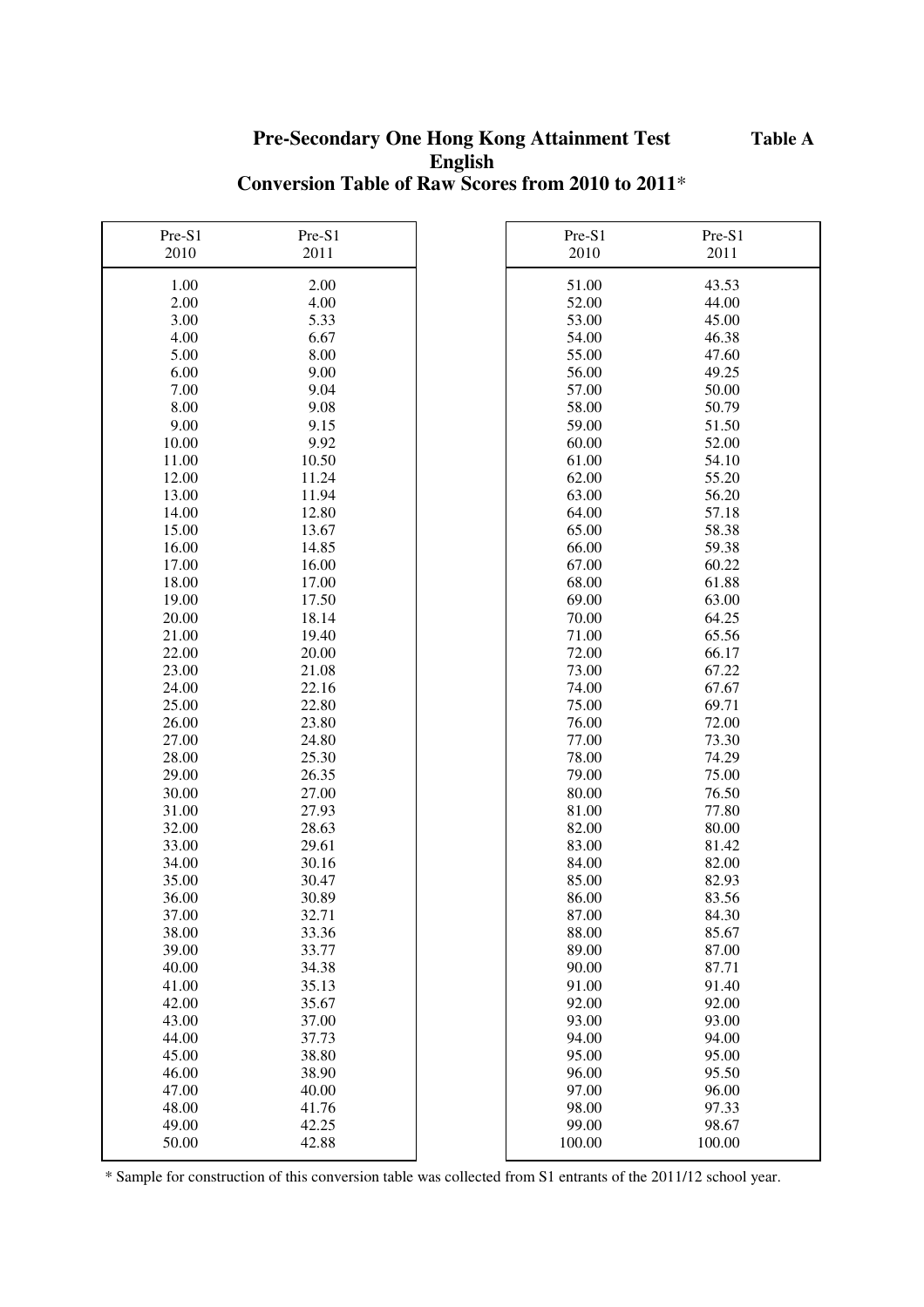**Table A**

# Pre-Secondary One Hong Kong Attainment Test
## English
## Conversion Table of Raw Scores from 2010 to 2011*

| Pre-S1 2010 | Pre-S1 2011 |
|---|---|
| 1.00 | 2.00 |
| 2.00 | 4.00 |
| 3.00 | 5.33 |
| 4.00 | 6.67 |
| 5.00 | 8.00 |
| 6.00 | 9.00 |
| 7.00 | 9.04 |
| 8.00 | 9.08 |
| 9.00 | 9.15 |
| 10.00 | 9.92 |
| 11.00 | 10.50 |
| 12.00 | 11.24 |
| 13.00 | 11.94 |
| 14.00 | 12.80 |
| 15.00 | 13.67 |
| 16.00 | 14.85 |
| 17.00 | 16.00 |
| 18.00 | 17.00 |
| 19.00 | 17.50 |
| 20.00 | 18.14 |
| 21.00 | 19.40 |
| 22.00 | 20.00 |
| 23.00 | 21.08 |
| 24.00 | 22.16 |
| 25.00 | 22.80 |
| 26.00 | 23.80 |
| 27.00 | 24.80 |
| 28.00 | 25.30 |
| 29.00 | 26.35 |
| 30.00 | 27.00 |
| 31.00 | 27.93 |
| 32.00 | 28.63 |
| 33.00 | 29.61 |
| 34.00 | 30.16 |
| 35.00 | 30.47 |
| 36.00 | 30.89 |
| 37.00 | 32.71 |
| 38.00 | 33.36 |
| 39.00 | 33.77 |
| 40.00 | 34.38 |
| 41.00 | 35.13 |
| 42.00 | 35.67 |
| 43.00 | 37.00 |
| 44.00 | 37.73 |
| 45.00 | 38.80 |
| 46.00 | 38.90 |
| 47.00 | 40.00 |
| 48.00 | 41.76 |
| 49.00 | 42.25 |
| 50.00 | 42.88 |
| 51.00 | 43.53 |
| 52.00 | 44.00 |
| 53.00 | 45.00 |
| 54.00 | 46.38 |
| 55.00 | 47.60 |
| 56.00 | 49.25 |
| 57.00 | 50.00 |
| 58.00 | 50.79 |
| 59.00 | 51.50 |
| 60.00 | 52.00 |
| 61.00 | 54.10 |
| 62.00 | 55.20 |
| 63.00 | 56.20 |
| 64.00 | 57.18 |
| 65.00 | 58.38 |
| 66.00 | 59.38 |
| 67.00 | 60.22 |
| 68.00 | 61.88 |
| 69.00 | 63.00 |
| 70.00 | 64.25 |
| 71.00 | 65.56 |
| 72.00 | 66.17 |
| 73.00 | 67.22 |
| 74.00 | 67.67 |
| 75.00 | 69.71 |
| 76.00 | 72.00 |
| 77.00 | 73.30 |
| 78.00 | 74.29 |
| 79.00 | 75.00 |
| 80.00 | 76.50 |
| 81.00 | 77.80 |
| 82.00 | 80.00 |
| 83.00 | 81.42 |
| 84.00 | 82.00 |
| 85.00 | 82.93 |
| 86.00 | 83.56 |
| 87.00 | 84.30 |
| 88.00 | 85.67 |
| 89.00 | 87.00 |
| 90.00 | 87.71 |
| 91.00 | 91.40 |
| 92.00 | 92.00 |
| 93.00 | 93.00 |
| 94.00 | 94.00 |
| 95.00 | 95.00 |
| 96.00 | 95.50 |
| 97.00 | 96.00 |
| 98.00 | 97.33 |
| 99.00 | 98.67 |
| 100.00 | 100.00 |

* Sample for construction of this conversion table was collected from S1 entrants of the 2011/12 school year.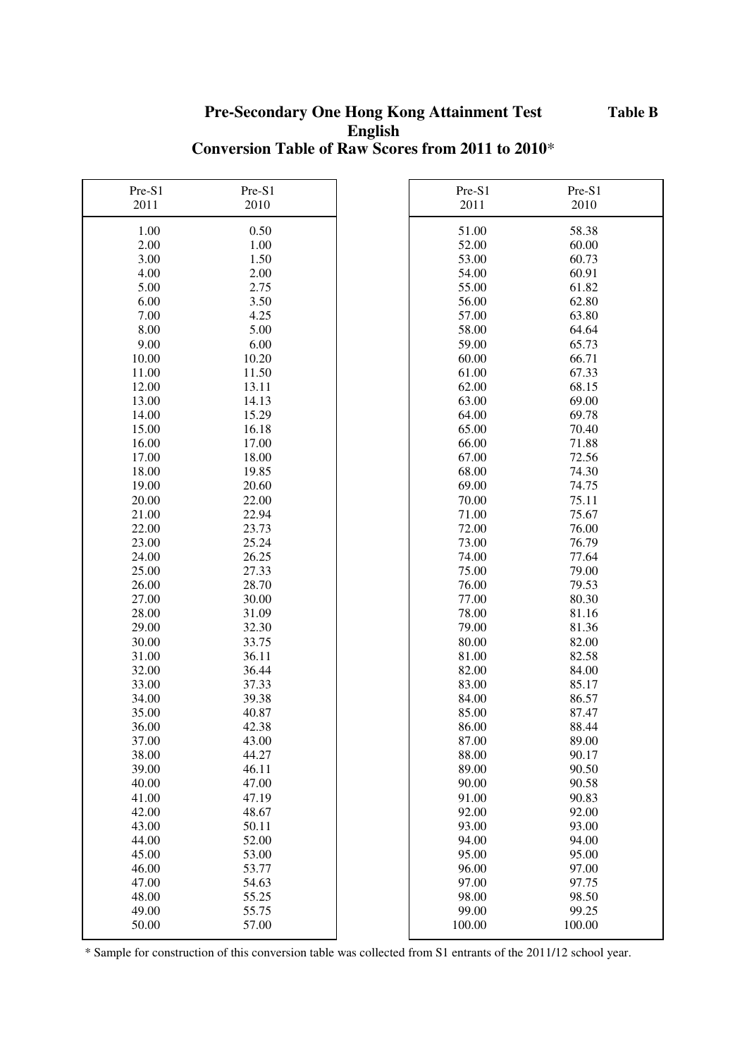**Table B**

# Pre-Secondary One Hong Kong Attainment Test
## English
## Conversion Table of Raw Scores from 2011 to 2010*

| Pre-S1 2011 | Pre-S1 2010 |
|---|---|
| 1.00 | 0.50 |
| 2.00 | 1.00 |
| 3.00 | 1.50 |
| 4.00 | 2.00 |
| 5.00 | 2.75 |
| 6.00 | 3.50 |
| 7.00 | 4.25 |
| 8.00 | 5.00 |
| 9.00 | 6.00 |
| 10.00 | 10.20 |
| 11.00 | 11.50 |
| 12.00 | 13.11 |
| 13.00 | 14.13 |
| 14.00 | 15.29 |
| 15.00 | 16.18 |
| 16.00 | 17.00 |
| 17.00 | 18.00 |
| 18.00 | 19.85 |
| 19.00 | 20.60 |
| 20.00 | 22.00 |
| 21.00 | 22.94 |
| 22.00 | 23.73 |
| 23.00 | 25.24 |
| 24.00 | 26.25 |
| 25.00 | 27.33 |
| 26.00 | 28.70 |
| 27.00 | 30.00 |
| 28.00 | 31.09 |
| 29.00 | 32.30 |
| 30.00 | 33.75 |
| 31.00 | 36.11 |
| 32.00 | 36.44 |
| 33.00 | 37.33 |
| 34.00 | 39.38 |
| 35.00 | 40.87 |
| 36.00 | 42.38 |
| 37.00 | 43.00 |
| 38.00 | 44.27 |
| 39.00 | 46.11 |
| 40.00 | 47.00 |
| 41.00 | 47.19 |
| 42.00 | 48.67 |
| 43.00 | 50.11 |
| 44.00 | 52.00 |
| 45.00 | 53.00 |
| 46.00 | 53.77 |
| 47.00 | 54.63 |
| 48.00 | 55.25 |
| 49.00 | 55.75 |
| 50.00 | 57.00 |
| 51.00 | 58.38 |
| 52.00 | 60.00 |
| 53.00 | 60.73 |
| 54.00 | 60.91 |
| 55.00 | 61.82 |
| 56.00 | 62.80 |
| 57.00 | 63.80 |
| 58.00 | 64.64 |
| 59.00 | 65.73 |
| 60.00 | 66.71 |
| 61.00 | 67.33 |
| 62.00 | 68.15 |
| 63.00 | 69.00 |
| 64.00 | 69.78 |
| 65.00 | 70.40 |
| 66.00 | 71.88 |
| 67.00 | 72.56 |
| 68.00 | 74.30 |
| 69.00 | 74.75 |
| 70.00 | 75.11 |
| 71.00 | 75.67 |
| 72.00 | 76.00 |
| 73.00 | 76.79 |
| 74.00 | 77.64 |
| 75.00 | 79.00 |
| 76.00 | 79.53 |
| 77.00 | 80.30 |
| 78.00 | 81.16 |
| 79.00 | 81.36 |
| 80.00 | 82.00 |
| 81.00 | 82.58 |
| 82.00 | 84.00 |
| 83.00 | 85.17 |
| 84.00 | 86.57 |
| 85.00 | 87.47 |
| 86.00 | 88.44 |
| 87.00 | 89.00 |
| 88.00 | 90.17 |
| 89.00 | 90.50 |
| 90.00 | 90.58 |
| 91.00 | 90.83 |
| 92.00 | 92.00 |
| 93.00 | 93.00 |
| 94.00 | 94.00 |
| 95.00 | 95.00 |
| 96.00 | 97.00 |
| 97.00 | 97.75 |
| 98.00 | 98.50 |
| 99.00 | 99.25 |
| 100.00 | 100.00 |

* Sample for construction of this conversion table was collected from S1 entrants of the 2011/12 school year.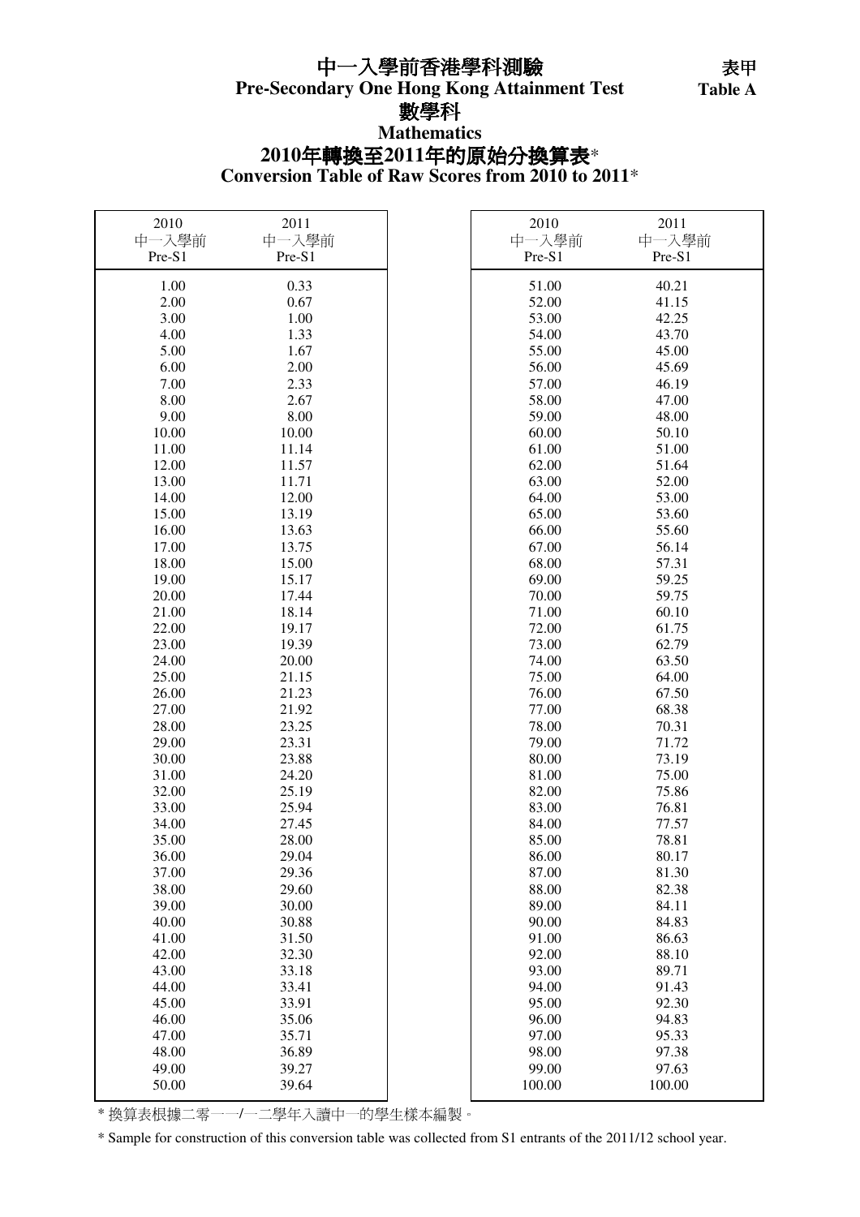# 中一入學前香港學科測驗

**Pre-Secondary One Hong Kong Attainment Test**

**表甲**
**Table A**

## 數學科

## Mathematics

### 2010年轉換至2011年的原始分換算表*

### Conversion Table of Raw Scores from 2010 to 2011*

| 2010 中一入學前 Pre-S1 | 2011 中一入學前 Pre-S1 | 2010 中一入學前 Pre-S1 | 2011 中一入學前 Pre-S1 |
|---|---|---|---|
| 1.00 | 0.33 | 51.00 | 40.21 |
| 2.00 | 0.67 | 52.00 | 41.15 |
| 3.00 | 1.00 | 53.00 | 42.25 |
| 4.00 | 1.33 | 54.00 | 43.70 |
| 5.00 | 1.67 | 55.00 | 45.00 |
| 6.00 | 2.00 | 56.00 | 45.69 |
| 7.00 | 2.33 | 57.00 | 46.19 |
| 8.00 | 2.67 | 58.00 | 47.00 |
| 9.00 | 8.00 | 59.00 | 48.00 |
| 10.00 | 10.00 | 60.00 | 50.10 |
| 11.00 | 11.14 | 61.00 | 51.00 |
| 12.00 | 11.57 | 62.00 | 51.64 |
| 13.00 | 11.71 | 63.00 | 52.00 |
| 14.00 | 12.00 | 64.00 | 53.00 |
| 15.00 | 13.19 | 65.00 | 53.60 |
| 16.00 | 13.63 | 66.00 | 55.60 |
| 17.00 | 13.75 | 67.00 | 56.14 |
| 18.00 | 15.00 | 68.00 | 57.31 |
| 19.00 | 15.17 | 69.00 | 59.25 |
| 20.00 | 17.44 | 70.00 | 59.75 |
| 21.00 | 18.14 | 71.00 | 60.10 |
| 22.00 | 19.17 | 72.00 | 61.75 |
| 23.00 | 19.39 | 73.00 | 62.79 |
| 24.00 | 20.00 | 74.00 | 63.50 |
| 25.00 | 21.15 | 75.00 | 64.00 |
| 26.00 | 21.23 | 76.00 | 67.50 |
| 27.00 | 21.92 | 77.00 | 68.38 |
| 28.00 | 23.25 | 78.00 | 70.31 |
| 29.00 | 23.31 | 79.00 | 71.72 |
| 30.00 | 23.88 | 80.00 | 73.19 |
| 31.00 | 24.20 | 81.00 | 75.00 |
| 32.00 | 25.19 | 82.00 | 75.86 |
| 33.00 | 25.94 | 83.00 | 76.81 |
| 34.00 | 27.45 | 84.00 | 77.57 |
| 35.00 | 28.00 | 85.00 | 78.81 |
| 36.00 | 29.04 | 86.00 | 80.17 |
| 37.00 | 29.36 | 87.00 | 81.30 |
| 38.00 | 29.60 | 88.00 | 82.38 |
| 39.00 | 30.00 | 89.00 | 84.11 |
| 40.00 | 30.88 | 90.00 | 84.83 |
| 41.00 | 31.50 | 91.00 | 86.63 |
| 42.00 | 32.30 | 92.00 | 88.10 |
| 43.00 | 33.18 | 93.00 | 89.71 |
| 44.00 | 33.41 | 94.00 | 91.43 |
| 45.00 | 33.91 | 95.00 | 92.30 |
| 46.00 | 35.06 | 96.00 | 94.83 |
| 47.00 | 35.71 | 97.00 | 95.33 |
| 48.00 | 36.89 | 98.00 | 97.38 |
| 49.00 | 39.27 | 99.00 | 97.63 |
| 50.00 | 39.64 | 100.00 | 100.00 |

* 換算表根據二零一一/一二學年入讀中一的學生樣本編製。

* Sample for construction of this conversion table was collected from S1 entrants of the 2011/12 school year.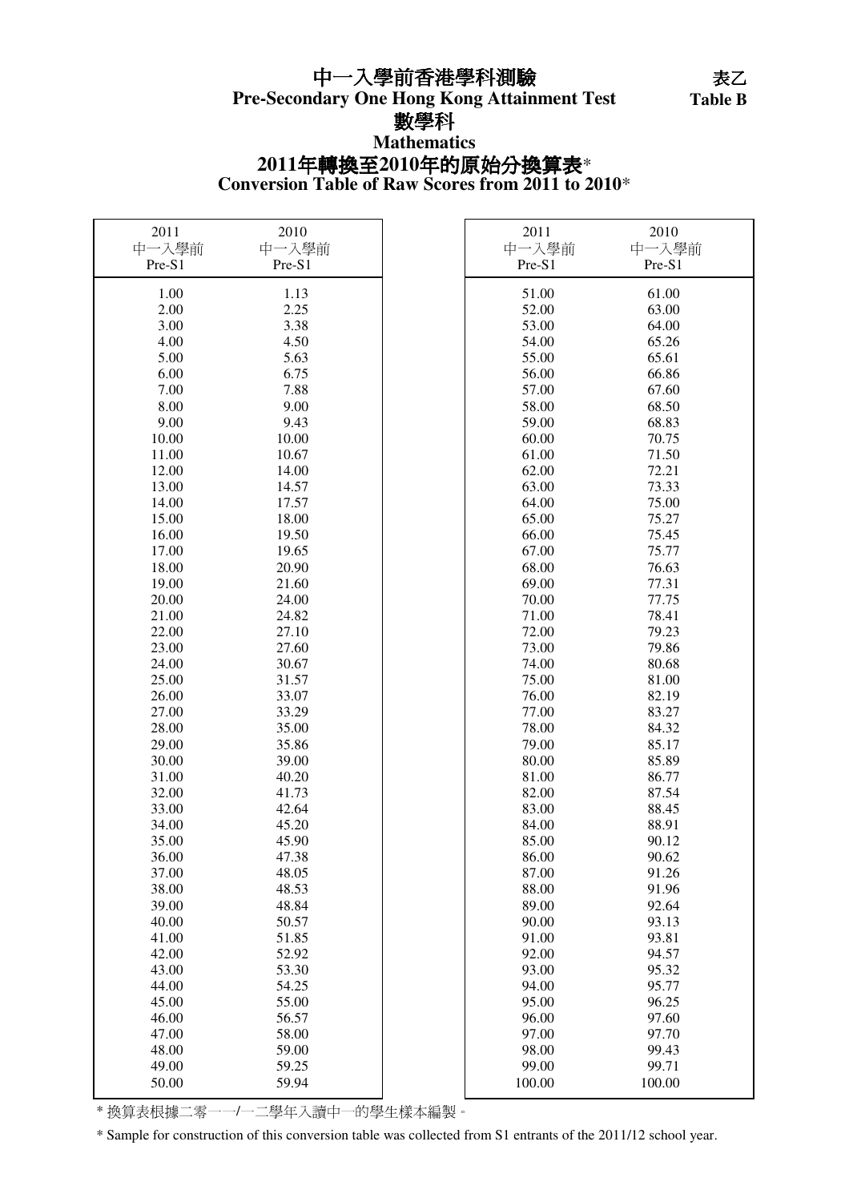# 中一入學前香港學科測驗
# Pre-Secondary One Hong Kong Attainment Test

表乙
**Table B**

## 數學科
## Mathematics

## 2011年轉換至2010年的原始分換算表*
## Conversion Table of Raw Scores from 2011 to 2010*

| 2011 中一入學前 Pre-S1 | 2010 中一入學前 Pre-S1 | 2011 中一入學前 Pre-S1 | 2010 中一入學前 Pre-S1 |
|---|---|---|---|
| 1.00 | 1.13 | 51.00 | 61.00 |
| 2.00 | 2.25 | 52.00 | 63.00 |
| 3.00 | 3.38 | 53.00 | 64.00 |
| 4.00 | 4.50 | 54.00 | 65.26 |
| 5.00 | 5.63 | 55.00 | 65.61 |
| 6.00 | 6.75 | 56.00 | 66.86 |
| 7.00 | 7.88 | 57.00 | 67.60 |
| 8.00 | 9.00 | 58.00 | 68.50 |
| 9.00 | 9.43 | 59.00 | 68.83 |
| 10.00 | 10.00 | 60.00 | 70.75 |
| 11.00 | 10.67 | 61.00 | 71.50 |
| 12.00 | 14.00 | 62.00 | 72.21 |
| 13.00 | 14.57 | 63.00 | 73.33 |
| 14.00 | 17.57 | 64.00 | 75.00 |
| 15.00 | 18.00 | 65.00 | 75.27 |
| 16.00 | 19.50 | 66.00 | 75.45 |
| 17.00 | 19.65 | 67.00 | 75.77 |
| 18.00 | 20.90 | 68.00 | 76.63 |
| 19.00 | 21.60 | 69.00 | 77.31 |
| 20.00 | 24.00 | 70.00 | 77.75 |
| 21.00 | 24.82 | 71.00 | 78.41 |
| 22.00 | 27.10 | 72.00 | 79.23 |
| 23.00 | 27.60 | 73.00 | 79.86 |
| 24.00 | 30.67 | 74.00 | 80.68 |
| 25.00 | 31.57 | 75.00 | 81.00 |
| 26.00 | 33.07 | 76.00 | 82.19 |
| 27.00 | 33.29 | 77.00 | 83.27 |
| 28.00 | 35.00 | 78.00 | 84.32 |
| 29.00 | 35.86 | 79.00 | 85.17 |
| 30.00 | 39.00 | 80.00 | 85.89 |
| 31.00 | 40.20 | 81.00 | 86.77 |
| 32.00 | 41.73 | 82.00 | 87.54 |
| 33.00 | 42.64 | 83.00 | 88.45 |
| 34.00 | 45.20 | 84.00 | 88.91 |
| 35.00 | 45.90 | 85.00 | 90.12 |
| 36.00 | 47.38 | 86.00 | 90.62 |
| 37.00 | 48.05 | 87.00 | 91.26 |
| 38.00 | 48.53 | 88.00 | 91.96 |
| 39.00 | 48.84 | 89.00 | 92.64 |
| 40.00 | 50.57 | 90.00 | 93.13 |
| 41.00 | 51.85 | 91.00 | 93.81 |
| 42.00 | 52.92 | 92.00 | 94.57 |
| 43.00 | 53.30 | 93.00 | 95.32 |
| 44.00 | 54.25 | 94.00 | 95.77 |
| 45.00 | 55.00 | 95.00 | 96.25 |
| 46.00 | 56.57 | 96.00 | 97.60 |
| 47.00 | 58.00 | 97.00 | 97.70 |
| 48.00 | 59.00 | 98.00 | 99.43 |
| 49.00 | 59.25 | 99.00 | 99.71 |
| 50.00 | 59.94 | 100.00 | 100.00 |

* 換算表根據二零一一/一二學年入讀中一的學生樣本編製。

* Sample for construction of this conversion table was collected from S1 entrants of the 2011/12 school year.